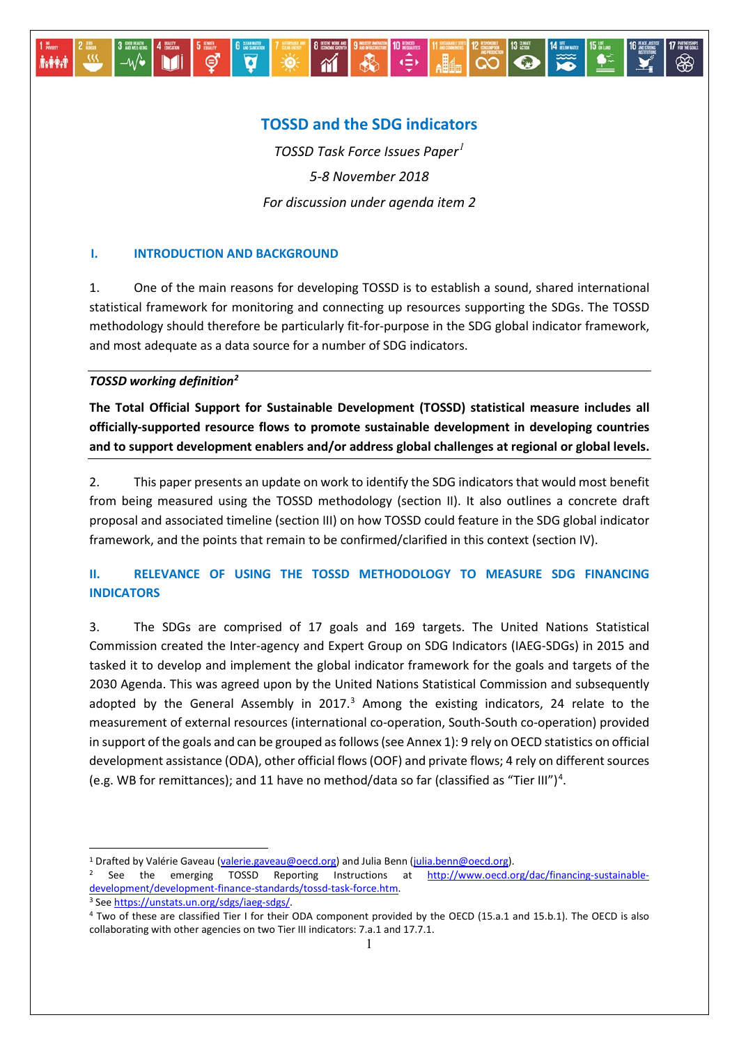# TOSSD and the SDG indicators

*TOSSD Task Force Issues Paper*[1]

*5-8 November 2018*

*For discussion under agenda item 2*

## I. INTRODUCTION AND BACKGROUND

1. One of the main reasons for developing TOSSD is to establish a sound, shared international statistical framework for monitoring and connecting up resources supporting the SDGs. The TOSSD methodology should therefore be particularly fit-for-purpose in the SDG global indicator framework, and most adequate as a data source for a number of SDG indicators.

---

***TOSSD working definition***[2]

**The Total Official Support for Sustainable Development (TOSSD) statistical measure includes all officially-supported resource flows to promote sustainable development in developing countries and to support development enablers and/or address global challenges at regional or global levels.**

---

2. This paper presents an update on work to identify the SDG indicators that would most benefit from being measured using the TOSSD methodology (section II). It also outlines a concrete draft proposal and associated timeline (section III) on how TOSSD could feature in the SDG global indicator framework, and the points that remain to be confirmed/clarified in this context (section IV).

## II. RELEVANCE OF USING THE TOSSD METHODOLOGY TO MEASURE SDG FINANCING INDICATORS

3. The SDGs are comprised of 17 goals and 169 targets. The United Nations Statistical Commission created the Inter-agency and Expert Group on SDG Indicators (IAEG-SDGs) in 2015 and tasked it to develop and implement the global indicator framework for the goals and targets of the 2030 Agenda. This was agreed upon by the United Nations Statistical Commission and subsequently adopted by the General Assembly in 2017.[3] Among the existing indicators, 24 relate to the measurement of external resources (international co-operation, South-South co-operation) provided in support of the goals and can be grouped as follows (see Annex 1): 9 rely on OECD statistics on official development assistance (ODA), other official flows (OOF) and private flows; 4 rely on different sources (e.g. WB for remittances); and 11 have no method/data so far (classified as "Tier III")[4].

---

[1] Drafted by Valérie Gaveau (valerie.gaveau@oecd.org) and Julia Benn (julia.benn@oecd.org).

[2] See the emerging TOSSD Reporting Instructions at http://www.oecd.org/dac/financing-sustainable-development/development-finance-standards/tossd-task-force.htm.

[3] See https://unstats.un.org/sdgs/iaeg-sdgs/.

[4] Two of these are classified Tier I for their ODA component provided by the OECD (15.a.1 and 15.b.1). The OECD is also collaborating with other agencies on two Tier III indicators: 7.a.1 and 17.7.1.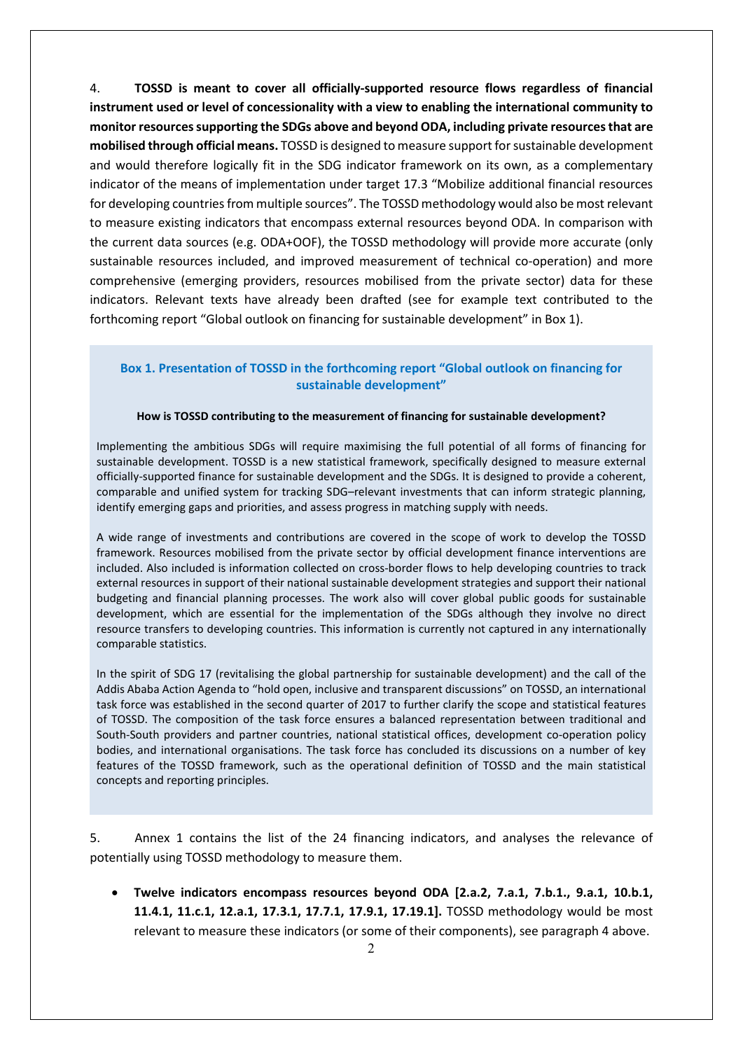4. **TOSSD is meant to cover all officially-supported resource flows regardless of financial instrument used or level of concessionality with a view to enabling the international community to monitor resources supporting the SDGs above and beyond ODA, including private resources that are mobilised through official means.** TOSSD is designed to measure support for sustainable development and would therefore logically fit in the SDG indicator framework on its own, as a complementary indicator of the means of implementation under target 17.3 "Mobilize additional financial resources for developing countries from multiple sources". The TOSSD methodology would also be most relevant to measure existing indicators that encompass external resources beyond ODA. In comparison with the current data sources (e.g. ODA+OOF), the TOSSD methodology will provide more accurate (only sustainable resources included, and improved measurement of technical co-operation) and more comprehensive (emerging providers, resources mobilised from the private sector) data for these indicators. Relevant texts have already been drafted (see for example text contributed to the forthcoming report "Global outlook on financing for sustainable development" in Box 1).

> **Box 1. Presentation of TOSSD in the forthcoming report "Global outlook on financing for sustainable development"**
>
> **How is TOSSD contributing to the measurement of financing for sustainable development?**
>
> Implementing the ambitious SDGs will require maximising the full potential of all forms of financing for sustainable development. TOSSD is a new statistical framework, specifically designed to measure external officially-supported finance for sustainable development and the SDGs. It is designed to provide a coherent, comparable and unified system for tracking SDG–relevant investments that can inform strategic planning, identify emerging gaps and priorities, and assess progress in matching supply with needs.
>
> A wide range of investments and contributions are covered in the scope of work to develop the TOSSD framework. Resources mobilised from the private sector by official development finance interventions are included. Also included is information collected on cross-border flows to help developing countries to track external resources in support of their national sustainable development strategies and support their national budgeting and financial planning processes. The work also will cover global public goods for sustainable development, which are essential for the implementation of the SDGs although they involve no direct resource transfers to developing countries. This information is currently not captured in any internationally comparable statistics.
>
> In the spirit of SDG 17 (revitalising the global partnership for sustainable development) and the call of the Addis Ababa Action Agenda to "hold open, inclusive and transparent discussions" on TOSSD, an international task force was established in the second quarter of 2017 to further clarify the scope and statistical features of TOSSD. The composition of the task force ensures a balanced representation between traditional and South-South providers and partner countries, national statistical offices, development co-operation policy bodies, and international organisations. The task force has concluded its discussions on a number of key features of the TOSSD framework, such as the operational definition of TOSSD and the main statistical concepts and reporting principles.

5. Annex 1 contains the list of the 24 financing indicators, and analyses the relevance of potentially using TOSSD methodology to measure them.

- **Twelve indicators encompass resources beyond ODA [2.a.2, 7.a.1, 7.b.1., 9.a.1, 10.b.1, 11.4.1, 11.c.1, 12.a.1, 17.3.1, 17.7.1, 17.9.1, 17.19.1].** TOSSD methodology would be most relevant to measure these indicators (or some of their components), see paragraph 4 above.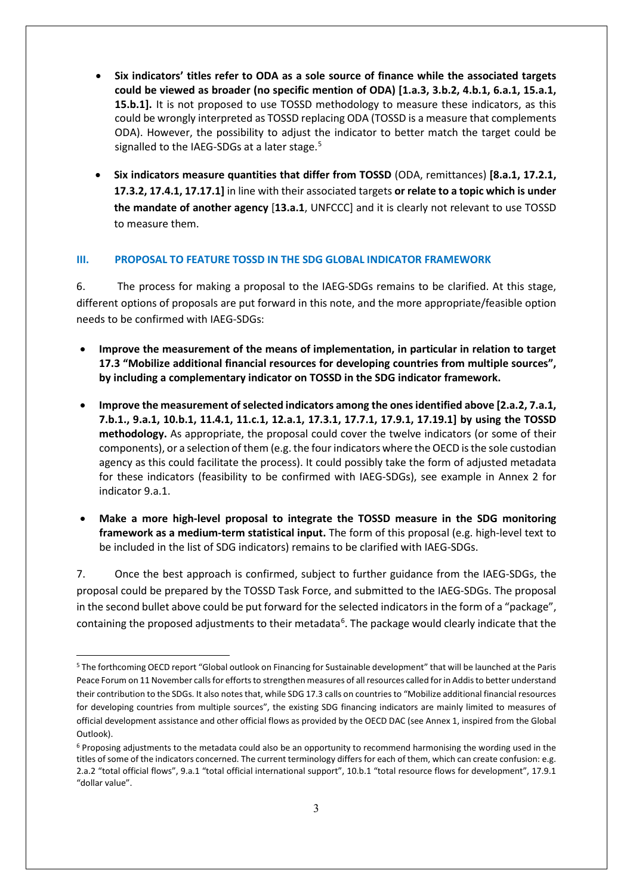- **Six indicators' titles refer to ODA as a sole source of finance while the associated targets could be viewed as broader (no specific mention of ODA) [1.a.3, 3.b.2, 4.b.1, 6.a.1, 15.a.1, 15.b.1].** It is not proposed to use TOSSD methodology to measure these indicators, as this could be wrongly interpreted as TOSSD replacing ODA (TOSSD is a measure that complements ODA). However, the possibility to adjust the indicator to better match the target could be signalled to the IAEG-SDGs at a later stage.[5]

- **Six indicators measure quantities that differ from TOSSD** (ODA, remittances) **[8.a.1, 17.2.1, 17.3.2, 17.4.1, 17.17.1]** in line with their associated targets **or relate to a topic which is under the mandate of another agency** [**13.a.1**, UNFCCC] and it is clearly not relevant to use TOSSD to measure them.

### III. PROPOSAL TO FEATURE TOSSD IN THE SDG GLOBAL INDICATOR FRAMEWORK

6. The process for making a proposal to the IAEG-SDGs remains to be clarified. At this stage, different options of proposals are put forward in this note, and the more appropriate/feasible option needs to be confirmed with IAEG-SDGs:

- **Improve the measurement of the means of implementation, in particular in relation to target 17.3 "Mobilize additional financial resources for developing countries from multiple sources", by including a complementary indicator on TOSSD in the SDG indicator framework.**

- **Improve the measurement of selected indicators among the ones identified above [2.a.2, 7.a.1, 7.b.1., 9.a.1, 10.b.1, 11.4.1, 11.c.1, 12.a.1, 17.3.1, 17.7.1, 17.9.1, 17.19.1] by using the TOSSD methodology.** As appropriate, the proposal could cover the twelve indicators (or some of their components), or a selection of them (e.g. the four indicators where the OECD is the sole custodian agency as this could facilitate the process). It could possibly take the form of adjusted metadata for these indicators (feasibility to be confirmed with IAEG-SDGs), see example in Annex 2 for indicator 9.a.1.

- **Make a more high-level proposal to integrate the TOSSD measure in the SDG monitoring framework as a medium-term statistical input.** The form of this proposal (e.g. high-level text to be included in the list of SDG indicators) remains to be clarified with IAEG-SDGs.

7. Once the best approach is confirmed, subject to further guidance from the IAEG-SDGs, the proposal could be prepared by the TOSSD Task Force, and submitted to the IAEG-SDGs. The proposal in the second bullet above could be put forward for the selected indicators in the form of a "package", containing the proposed adjustments to their metadata[6]. The package would clearly indicate that the

---

[5] The forthcoming OECD report "Global outlook on Financing for Sustainable development" that will be launched at the Paris Peace Forum on 11 November calls for efforts to strengthen measures of all resources called for in Addis to better understand their contribution to the SDGs. It also notes that, while SDG 17.3 calls on countries to "Mobilize additional financial resources for developing countries from multiple sources", the existing SDG financing indicators are mainly limited to measures of official development assistance and other official flows as provided by the OECD DAC (see Annex 1, inspired from the Global Outlook).

[6] Proposing adjustments to the metadata could also be an opportunity to recommend harmonising the wording used in the titles of some of the indicators concerned. The current terminology differs for each of them, which can create confusion: e.g. 2.a.2 "total official flows", 9.a.1 "total official international support", 10.b.1 "total resource flows for development", 17.9.1 "dollar value".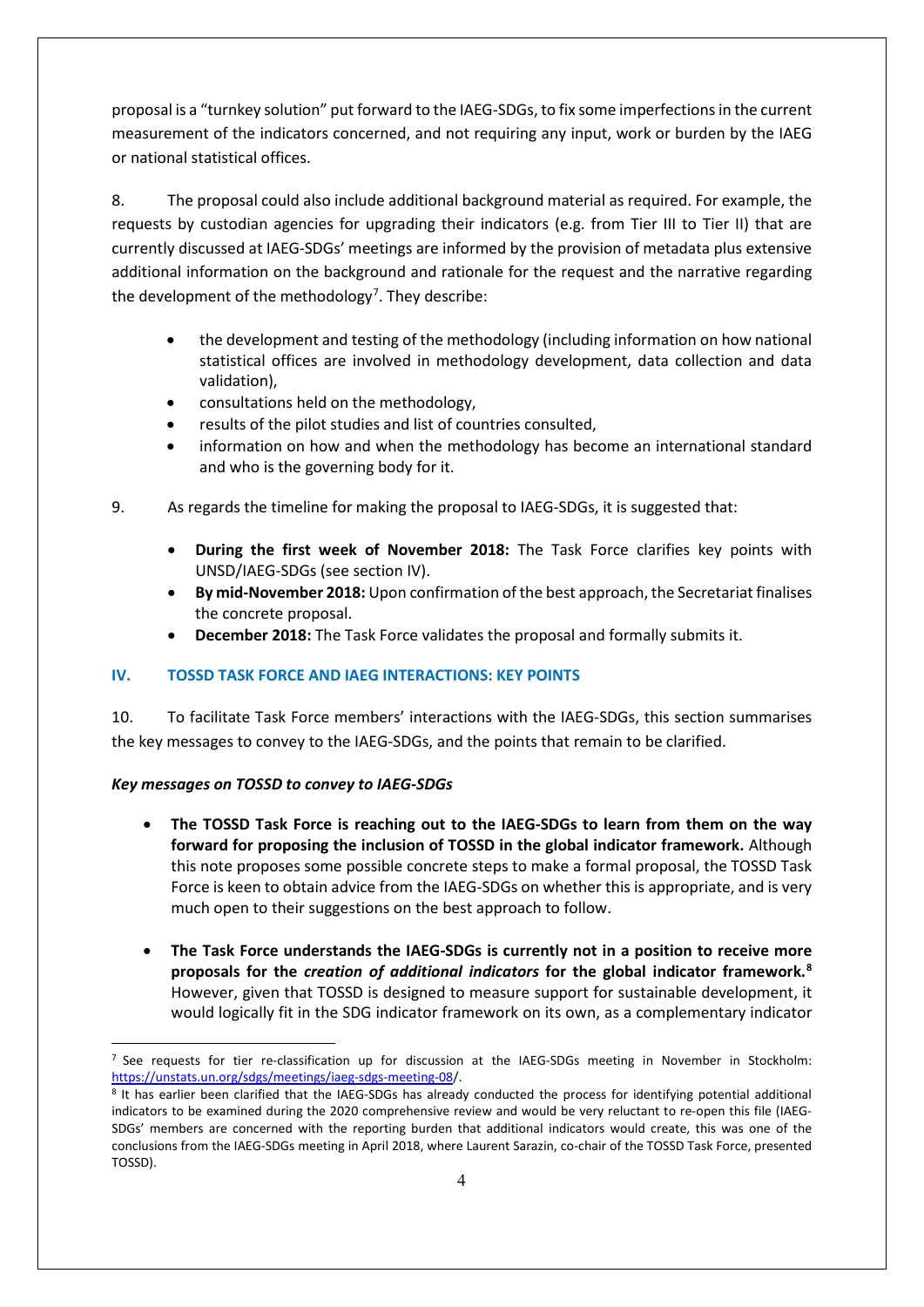proposal is a "turnkey solution" put forward to the IAEG-SDGs, to fix some imperfections in the current measurement of the indicators concerned, and not requiring any input, work or burden by the IAEG or national statistical offices.

8. The proposal could also include additional background material as required. For example, the requests by custodian agencies for upgrading their indicators (e.g. from Tier III to Tier II) that are currently discussed at IAEG-SDGs' meetings are informed by the provision of metadata plus extensive additional information on the background and rationale for the request and the narrative regarding the development of the methodology[7]. They describe:

- the development and testing of the methodology (including information on how national statistical offices are involved in methodology development, data collection and data validation),
- consultations held on the methodology,
- results of the pilot studies and list of countries consulted,
- information on how and when the methodology has become an international standard and who is the governing body for it.

9. As regards the timeline for making the proposal to IAEG-SDGs, it is suggested that:

- **During the first week of November 2018:** The Task Force clarifies key points with UNSD/IAEG-SDGs (see section IV).
- **By mid-November 2018:** Upon confirmation of the best approach, the Secretariat finalises the concrete proposal.
- **December 2018:** The Task Force validates the proposal and formally submits it.

## IV. TOSSD TASK FORCE AND IAEG INTERACTIONS: KEY POINTS

10. To facilitate Task Force members' interactions with the IAEG-SDGs, this section summarises the key messages to convey to the IAEG-SDGs, and the points that remain to be clarified.

### *Key messages on TOSSD to convey to IAEG-SDGs*

- **The TOSSD Task Force is reaching out to the IAEG-SDGs to learn from them on the way forward for proposing the inclusion of TOSSD in the global indicator framework.** Although this note proposes some possible concrete steps to make a formal proposal, the TOSSD Task Force is keen to obtain advice from the IAEG-SDGs on whether this is appropriate, and is very much open to their suggestions on the best approach to follow.

- **The Task Force understands the IAEG-SDGs is currently not in a position to receive more proposals for the *creation of additional indicators* for the global indicator framework.[8]** However, given that TOSSD is designed to measure support for sustainable development, it would logically fit in the SDG indicator framework on its own, as a complementary indicator

---

[7] See requests for tier re-classification up for discussion at the IAEG-SDGs meeting in November in Stockholm: https://unstats.un.org/sdgs/meetings/iaeg-sdgs-meeting-08/.

[8] It has earlier been clarified that the IAEG-SDGs has already conducted the process for identifying potential additional indicators to be examined during the 2020 comprehensive review and would be very reluctant to re-open this file (IAEG-SDGs' members are concerned with the reporting burden that additional indicators would create, this was one of the conclusions from the IAEG-SDGs meeting in April 2018, where Laurent Sarazin, co-chair of the TOSSD Task Force, presented TOSSD).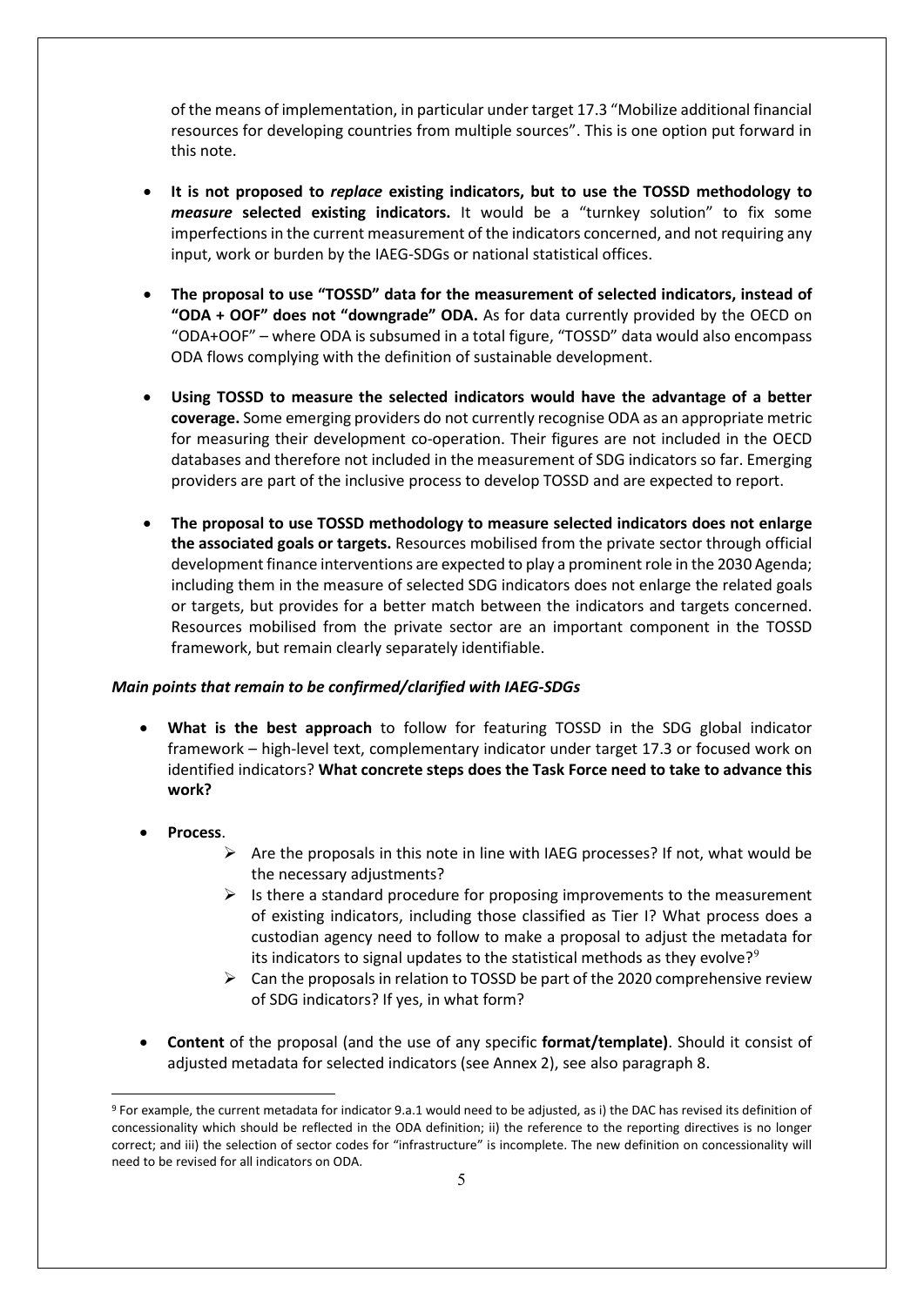of the means of implementation, in particular under target 17.3 "Mobilize additional financial resources for developing countries from multiple sources". This is one option put forward in this note.

- **It is not proposed to *replace* existing indicators, but to use the TOSSD methodology to *measure* selected existing indicators.** It would be a "turnkey solution" to fix some imperfections in the current measurement of the indicators concerned, and not requiring any input, work or burden by the IAEG-SDGs or national statistical offices.

- **The proposal to use "TOSSD" data for the measurement of selected indicators, instead of "ODA + OOF" does not "downgrade" ODA.** As for data currently provided by the OECD on "ODA+OOF" – where ODA is subsumed in a total figure, "TOSSD" data would also encompass ODA flows complying with the definition of sustainable development.

- **Using TOSSD to measure the selected indicators would have the advantage of a better coverage.** Some emerging providers do not currently recognise ODA as an appropriate metric for measuring their development co-operation. Their figures are not included in the OECD databases and therefore not included in the measurement of SDG indicators so far. Emerging providers are part of the inclusive process to develop TOSSD and are expected to report.

- **The proposal to use TOSSD methodology to measure selected indicators does not enlarge the associated goals or targets.** Resources mobilised from the private sector through official development finance interventions are expected to play a prominent role in the 2030 Agenda; including them in the measure of selected SDG indicators does not enlarge the related goals or targets, but provides for a better match between the indicators and targets concerned. Resources mobilised from the private sector are an important component in the TOSSD framework, but remain clearly separately identifiable.

***Main points that remain to be confirmed/clarified with IAEG-SDGs***

- **What is the best approach** to follow for featuring TOSSD in the SDG global indicator framework – high-level text, complementary indicator under target 17.3 or focused work on identified indicators? **What concrete steps does the Task Force need to take to advance this work?**

- **Process**.
  - Are the proposals in this note in line with IAEG processes? If not, what would be the necessary adjustments?
  - Is there a standard procedure for proposing improvements to the measurement of existing indicators, including those classified as Tier I? What process does a custodian agency need to follow to make a proposal to adjust the metadata for its indicators to signal updates to the statistical methods as they evolve?[9]
  - Can the proposals in relation to TOSSD be part of the 2020 comprehensive review of SDG indicators? If yes, in what form?

- **Content** of the proposal (and the use of any specific **format/template)**. Should it consist of adjusted metadata for selected indicators (see Annex 2), see also paragraph 8.

[9] For example, the current metadata for indicator 9.a.1 would need to be adjusted, as i) the DAC has revised its definition of concessionality which should be reflected in the ODA definition; ii) the reference to the reporting directives is no longer correct; and iii) the selection of sector codes for "infrastructure" is incomplete. The new definition on concessionality will need to be revised for all indicators on ODA.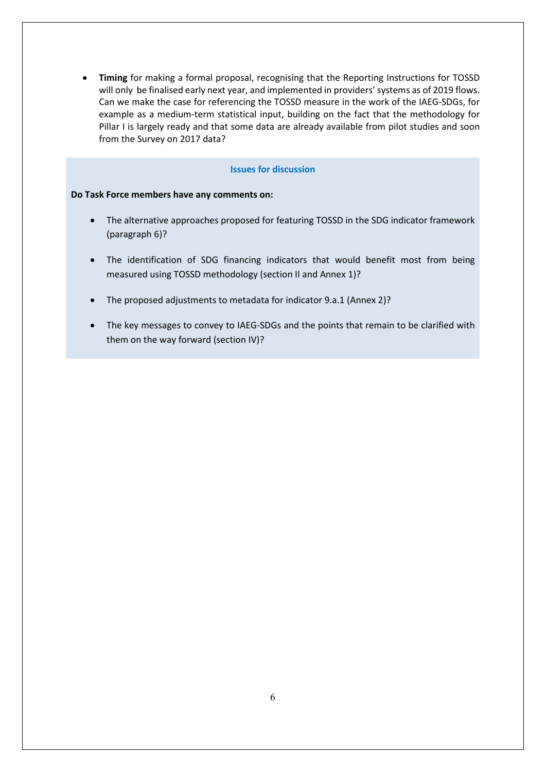- **Timing** for making a formal proposal, recognising that the Reporting Instructions for TOSSD will only be finalised early next year, and implemented in providers' systems as of 2019 flows. Can we make the case for referencing the TOSSD measure in the work of the IAEG-SDGs, for example as a medium-term statistical input, building on the fact that the methodology for Pillar I is largely ready and that some data are already available from pilot studies and soon from the Survey on 2017 data?

**Issues for discussion**

**Do Task Force members have any comments on:**

- The alternative approaches proposed for featuring TOSSD in the SDG indicator framework (paragraph 6)?
- The identification of SDG financing indicators that would benefit most from being measured using TOSSD methodology (section II and Annex 1)?
- The proposed adjustments to metadata for indicator 9.a.1 (Annex 2)?
- The key messages to convey to IAEG-SDGs and the points that remain to be clarified with them on the way forward (section IV)?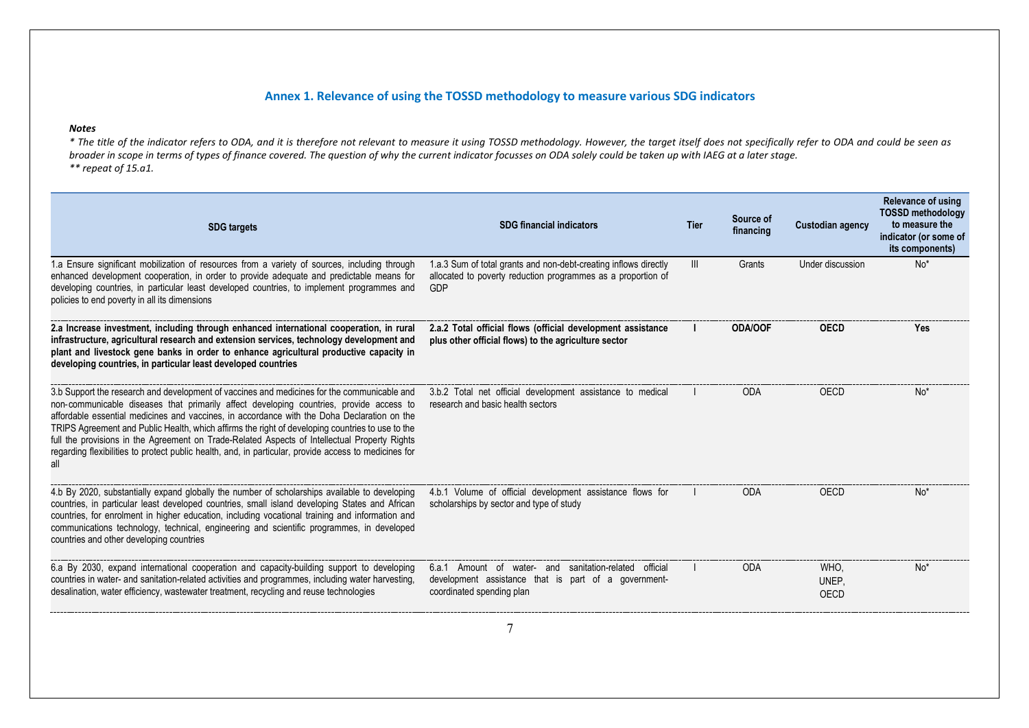## Annex 1. Relevance of using the TOSSD methodology to measure various SDG indicators

***Notes***

*\* The title of the indicator refers to ODA, and it is therefore not relevant to measure it using TOSSD methodology. However, the target itself does not specifically refer to ODA and could be seen as broader in scope in terms of types of finance covered. The question of why the current indicator focusses on ODA solely could be taken up with IAEG at a later stage.*
*\*\* repeat of 15.a1.*

| SDG targets | SDG financial indicators | Tier | Source of financing | Custodian agency | Relevance of using TOSSD methodology to measure the indicator (or some of its components) |
|---|---|---|---|---|---|
| 1.a Ensure significant mobilization of resources from a variety of sources, including through enhanced development cooperation, in order to provide adequate and predictable means for developing countries, in particular least developed countries, to implement programmes and policies to end poverty in all its dimensions | 1.a.3 Sum of total grants and non-debt-creating inflows directly allocated to poverty reduction programmes as a proportion of GDP | III | Grants | Under discussion | No* |
| **2.a Increase investment, including through enhanced international cooperation, in rural infrastructure, agricultural research and extension services, technology development and plant and livestock gene banks in order to enhance agricultural productive capacity in developing countries, in particular least developed countries** | **2.a.2 Total official flows (official development assistance plus other official flows) to the agriculture sector** | **I** | **ODA/OOF** | **OECD** | **Yes** |
| 3.b Support the research and development of vaccines and medicines for the communicable and non-communicable diseases that primarily affect developing countries, provide access to affordable essential medicines and vaccines, in accordance with the Doha Declaration on the TRIPS Agreement and Public Health, which affirms the right of developing countries to use to the full the provisions in the Agreement on Trade-Related Aspects of Intellectual Property Rights regarding flexibilities to protect public health, and, in particular, provide access to medicines for all | 3.b.2 Total net official development assistance to medical research and basic health sectors | I | ODA | OECD | No* |
| 4.b By 2020, substantially expand globally the number of scholarships available to developing countries, in particular least developed countries, small island developing States and African countries, for enrolment in higher education, including vocational training and information and communications technology, technical, engineering and scientific programmes, in developed countries and other developing countries | 4.b.1 Volume of official development assistance flows for scholarships by sector and type of study | I | ODA | OECD | No* |
| 6.a By 2030, expand international cooperation and capacity-building support to developing countries in water- and sanitation-related activities and programmes, including water harvesting, desalination, water efficiency, wastewater treatment, recycling and reuse technologies | 6.a.1 Amount of water- and sanitation-related official development assistance that is part of a government-coordinated spending plan | I | ODA | WHO, UNEP, OECD | No* |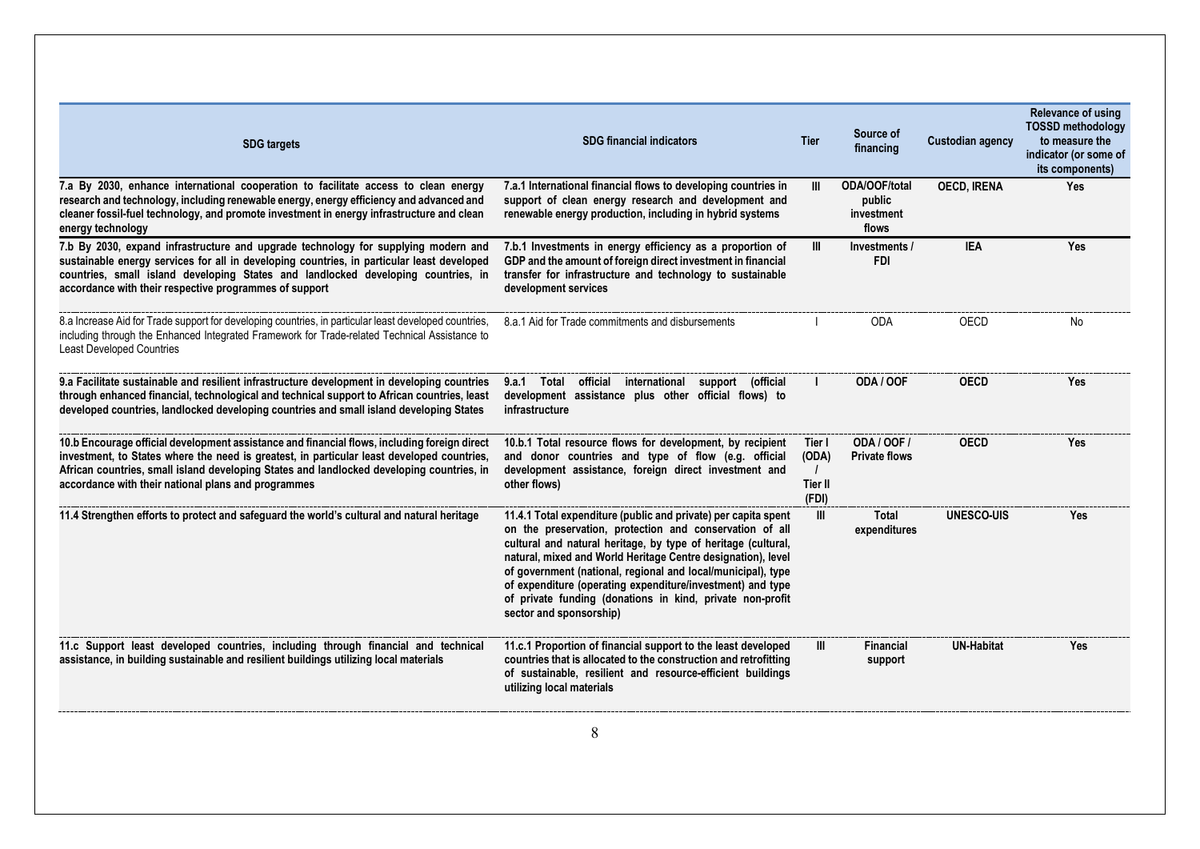| SDG targets | SDG financial indicators | Tier | Source of financing | Custodian agency | Relevance of using TOSSD methodology to measure the indicator (or some of its components) |
|---|---|---|---|---|---|
| **7.a By 2030, enhance international cooperation to facilitate access to clean energy research and technology, including renewable energy, energy efficiency and advanced and cleaner fossil-fuel technology, and promote investment in energy infrastructure and clean energy technology** | **7.a.1 International financial flows to developing countries in support of clean energy research and development and renewable energy production, including in hybrid systems** | **III** | **ODA/OOF/total public investment flows** | **OECD, IRENA** | **Yes** |
| **7.b By 2030, expand infrastructure and upgrade technology for supplying modern and sustainable energy services for all in developing countries, in particular least developed countries, small island developing States and landlocked developing countries, in accordance with their respective programmes of support** | **7.b.1 Investments in energy efficiency as a proportion of GDP and the amount of foreign direct investment in financial transfer for infrastructure and technology to sustainable development services** | **III** | **Investments / FDI** | **IEA** | **Yes** |
| 8.a Increase Aid for Trade support for developing countries, in particular least developed countries, including through the Enhanced Integrated Framework for Trade-related Technical Assistance to Least Developed Countries | 8.a.1 Aid for Trade commitments and disbursements | I | ODA | OECD | No |
| **9.a Facilitate sustainable and resilient infrastructure development in developing countries through enhanced financial, technological and technical support to African countries, least developed countries, landlocked developing countries and small island developing States** | **9.a.1 Total official international support (official development assistance plus other official flows) to infrastructure** | **I** | **ODA / OOF** | **OECD** | **Yes** |
| **10.b Encourage official development assistance and financial flows, including foreign direct investment, to States where the need is greatest, in particular least developed countries, African countries, small island developing States and landlocked developing countries, in accordance with their national plans and programmes** | **10.b.1 Total resource flows for development, by recipient and donor countries and type of flow (e.g. official development assistance, foreign direct investment and other flows)** | **Tier I (ODA) / Tier II (FDI)** | **ODA / OOF / Private flows** | **OECD** | **Yes** |
| **11.4 Strengthen efforts to protect and safeguard the world's cultural and natural heritage** | **11.4.1 Total expenditure (public and private) per capita spent on the preservation, protection and conservation of all cultural and natural heritage, by type of heritage (cultural, natural, mixed and World Heritage Centre designation), level of government (national, regional and local/municipal), type of expenditure (operating expenditure/investment) and type of private funding (donations in kind, private non-profit sector and sponsorship)** | **III** | **Total expenditures** | **UNESCO-UIS** | **Yes** |
| **11.c Support least developed countries, including through financial and technical assistance, in building sustainable and resilient buildings utilizing local materials** | **11.c.1 Proportion of financial support to the least developed countries that is allocated to the construction and retrofitting of sustainable, resilient and resource-efficient buildings utilizing local materials** | **III** | **Financial support** | **UN-Habitat** | **Yes** |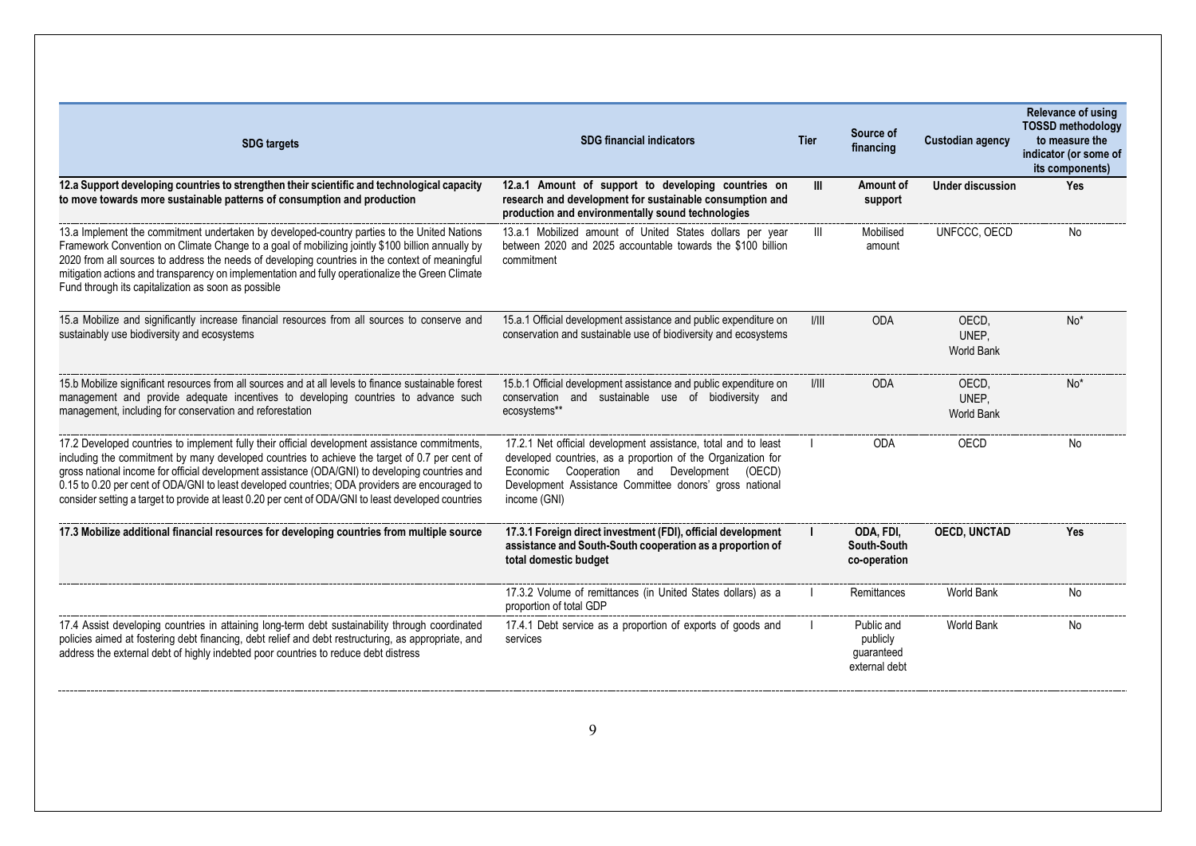| SDG targets | SDG financial indicators | Tier | Source of financing | Custodian agency | Relevance of using TOSSD methodology to measure the indicator (or some of its components) |
|---|---|---|---|---|---|
| **12.a Support developing countries to strengthen their scientific and technological capacity to move towards more sustainable patterns of consumption and production** | **12.a.1 Amount of support to developing countries on research and development for sustainable consumption and production and environmentally sound technologies** | **III** | **Amount of support** | **Under discussion** | **Yes** |
| 13.a Implement the commitment undertaken by developed-country parties to the United Nations Framework Convention on Climate Change to a goal of mobilizing jointly $100 billion annually by 2020 from all sources to address the needs of developing countries in the context of meaningful mitigation actions and transparency on implementation and fully operationalize the Green Climate Fund through its capitalization as soon as possible | 13.a.1 Mobilized amount of United States dollars per year between 2020 and 2025 accountable towards the $100 billion commitment | III | Mobilised amount | UNFCCC, OECD | No |
| 15.a Mobilize and significantly increase financial resources from all sources to conserve and sustainably use biodiversity and ecosystems | 15.a.1 Official development assistance and public expenditure on conservation and sustainable use of biodiversity and ecosystems | I/III | ODA | OECD, UNEP, World Bank | No* |
| 15.b Mobilize significant resources from all sources and at all levels to finance sustainable forest management and provide adequate incentives to developing countries to advance such management, including for conservation and reforestation | 15.b.1 Official development assistance and public expenditure on conservation and sustainable use of biodiversity and ecosystems** | I/III | ODA | OECD, UNEP, World Bank | No* |
| 17.2 Developed countries to implement fully their official development assistance commitments, including the commitment by many developed countries to achieve the target of 0.7 per cent of gross national income for official development assistance (ODA/GNI) to developing countries and 0.15 to 0.20 per cent of ODA/GNI to least developed countries; ODA providers are encouraged to consider setting a target to provide at least 0.20 per cent of ODA/GNI to least developed countries | 17.2.1 Net official development assistance, total and to least developed countries, as a proportion of the Organization for Economic Cooperation and Development (OECD) Development Assistance Committee donors' gross national income (GNI) | I | ODA | OECD | No |
| **17.3 Mobilize additional financial resources for developing countries from multiple source** | **17.3.1 Foreign direct investment (FDI), official development assistance and South-South cooperation as a proportion of total domestic budget** | **I** | **ODA, FDI, South-South co-operation** | **OECD, UNCTAD** | **Yes** |
| | 17.3.2 Volume of remittances (in United States dollars) as a proportion of total GDP | I | Remittances | World Bank | No |
| 17.4 Assist developing countries in attaining long-term debt sustainability through coordinated policies aimed at fostering debt financing, debt relief and debt restructuring, as appropriate, and address the external debt of highly indebted poor countries to reduce debt distress | 17.4.1 Debt service as a proportion of exports of goods and services | I | Public and publicly guaranteed external debt | World Bank | No |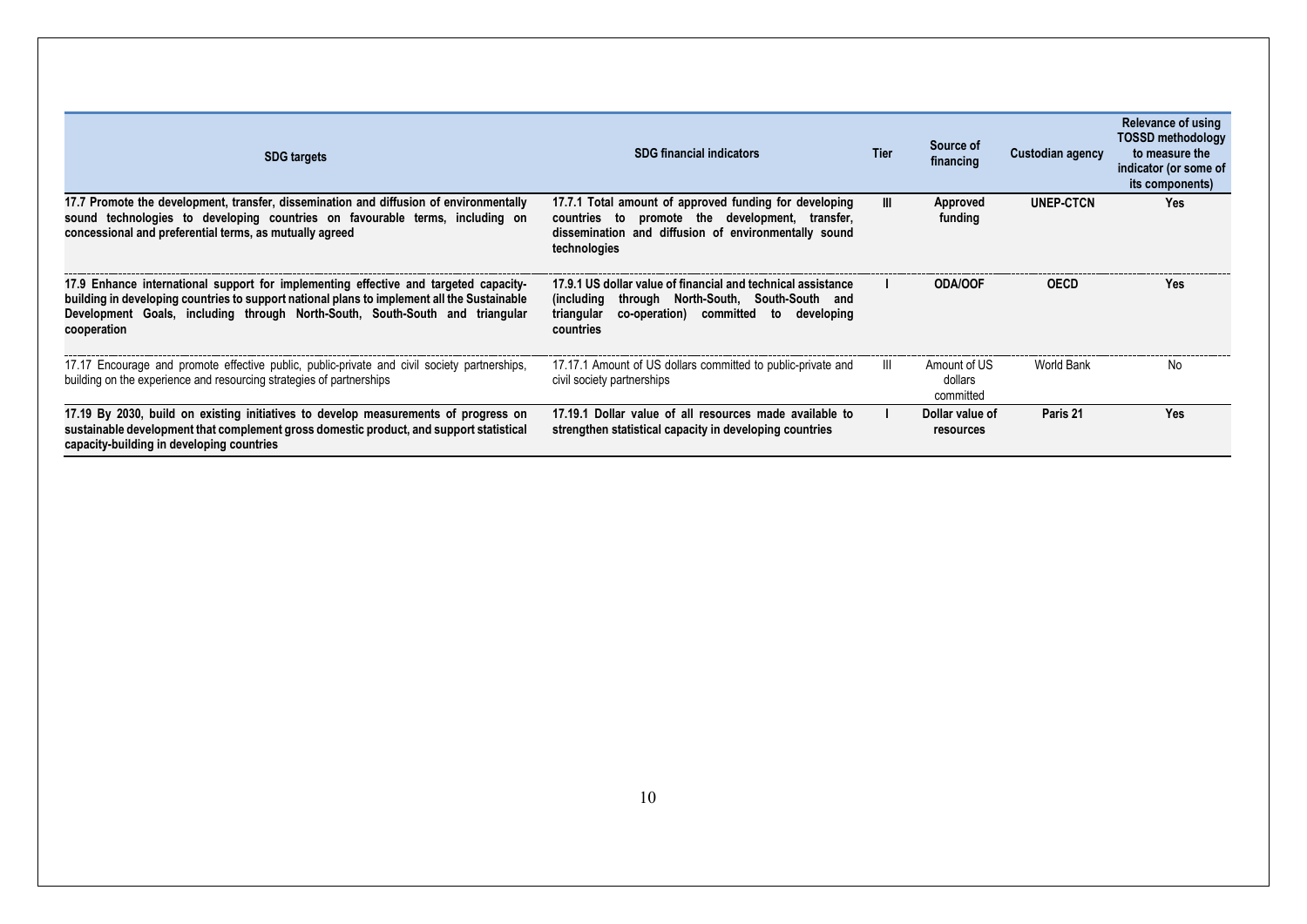| SDG targets | SDG financial indicators | Tier | Source of financing | Custodian agency | Relevance of using TOSSD methodology to measure the indicator (or some of its components) |
|---|---|---|---|---|---|
| **17.7 Promote the development, transfer, dissemination and diffusion of environmentally sound technologies to developing countries on favourable terms, including on concessional and preferential terms, as mutually agreed** | **17.7.1 Total amount of approved funding for developing countries to promote the development, transfer, dissemination and diffusion of environmentally sound technologies** | **III** | **Approved funding** | **UNEP-CTCN** | **Yes** |
| **17.9 Enhance international support for implementing effective and targeted capacity-building in developing countries to support national plans to implement all the Sustainable Development Goals, including through North-South, South-South and triangular cooperation** | **17.9.1 US dollar value of financial and technical assistance (including through North-South, South-South and triangular co-operation) committed to developing countries** | **I** | **ODA/OOF** | **OECD** | **Yes** |
| 17.17 Encourage and promote effective public, public-private and civil society partnerships, building on the experience and resourcing strategies of partnerships | 17.17.1 Amount of US dollars committed to public-private and civil society partnerships | III | Amount of US dollars committed | World Bank | No |
| **17.19 By 2030, build on existing initiatives to develop measurements of progress on sustainable development that complement gross domestic product, and support statistical capacity-building in developing countries** | **17.19.1 Dollar value of all resources made available to strengthen statistical capacity in developing countries** | **I** | **Dollar value of resources** | **Paris 21** | **Yes** |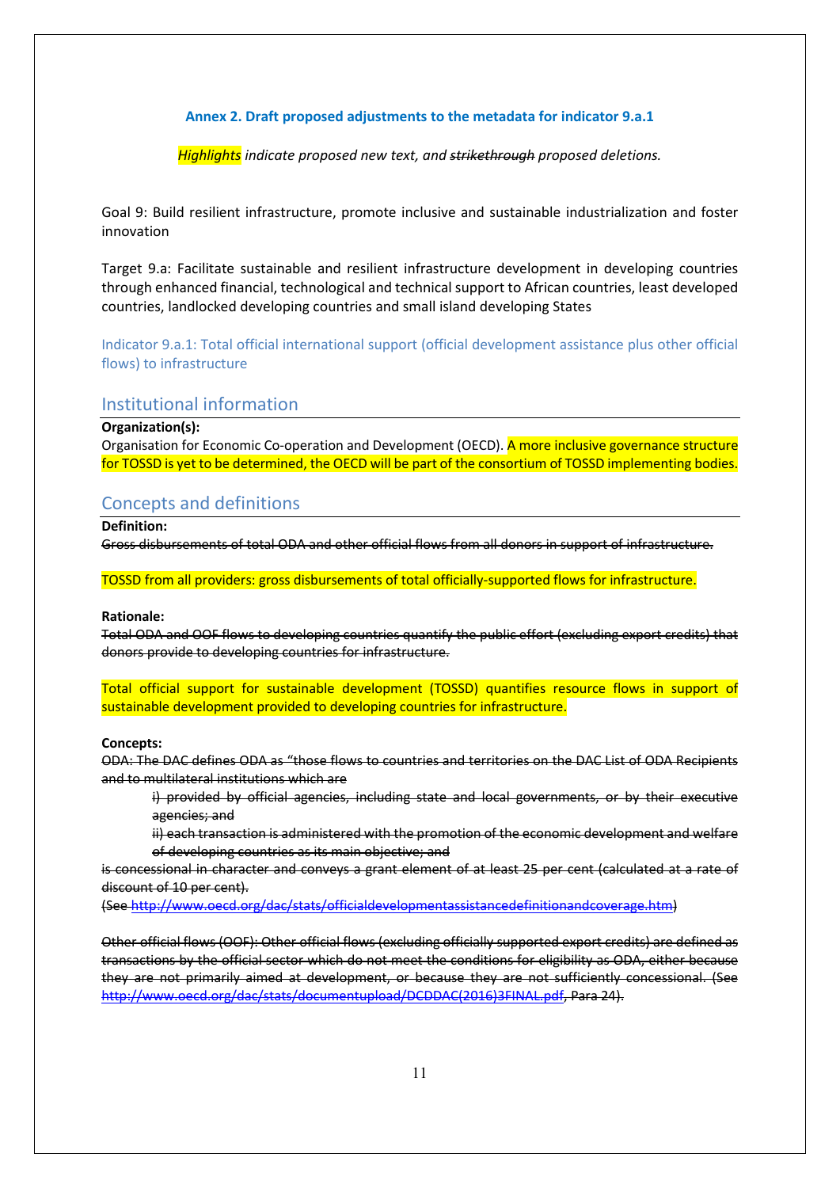**Annex 2. Draft proposed adjustments to the metadata for indicator 9.a.1**

*==Highlights== indicate proposed new text, and ~~strikethrough~~ proposed deletions.*

Goal 9: Build resilient infrastructure, promote inclusive and sustainable industrialization and foster innovation

Target 9.a: Facilitate sustainable and resilient infrastructure development in developing countries through enhanced financial, technological and technical support to African countries, least developed countries, landlocked developing countries and small island developing States

Indicator 9.a.1: Total official international support (official development assistance plus other official flows) to infrastructure

## Institutional information

**Organization(s):**
Organisation for Economic Co-operation and Development (OECD). ==A more inclusive governance structure for TOSSD is yet to be determined, the OECD will be part of the consortium of TOSSD implementing bodies.==

## Concepts and definitions

**Definition:**
~~Gross disbursements of total ODA and other official flows from all donors in support of infrastructure.~~

==TOSSD from all providers: gross disbursements of total officially-supported flows for infrastructure.==

**Rationale:**
~~Total ODA and OOF flows to developing countries quantify the public effort (excluding export credits) that donors provide to developing countries for infrastructure.~~

==Total official support for sustainable development (TOSSD) quantifies resource flows in support of sustainable development provided to developing countries for infrastructure.==

**Concepts:**
~~ODA: The DAC defines ODA as "those flows to countries and territories on the DAC List of ODA Recipients and to multilateral institutions which are~~

> ~~i) provided by official agencies, including state and local governments, or by their executive agencies; and~~
> ~~ii) each transaction is administered with the promotion of the economic development and welfare of developing countries as its main objective; and~~

~~is concessional in character and conveys a grant element of at least 25 per cent (calculated at a rate of discount of 10 per cent).~~
~~(See http://www.oecd.org/dac/stats/officialdevelopmentassistancedefinitionandcoverage.htm)~~

~~Other official flows (OOF): Other official flows (excluding officially supported export credits) are defined as transactions by the official sector which do not meet the conditions for eligibility as ODA, either because they are not primarily aimed at development, or because they are not sufficiently concessional. (See http://www.oecd.org/dac/stats/documentupload/DCDDAC(2016)3FINAL.pdf, Para 24).~~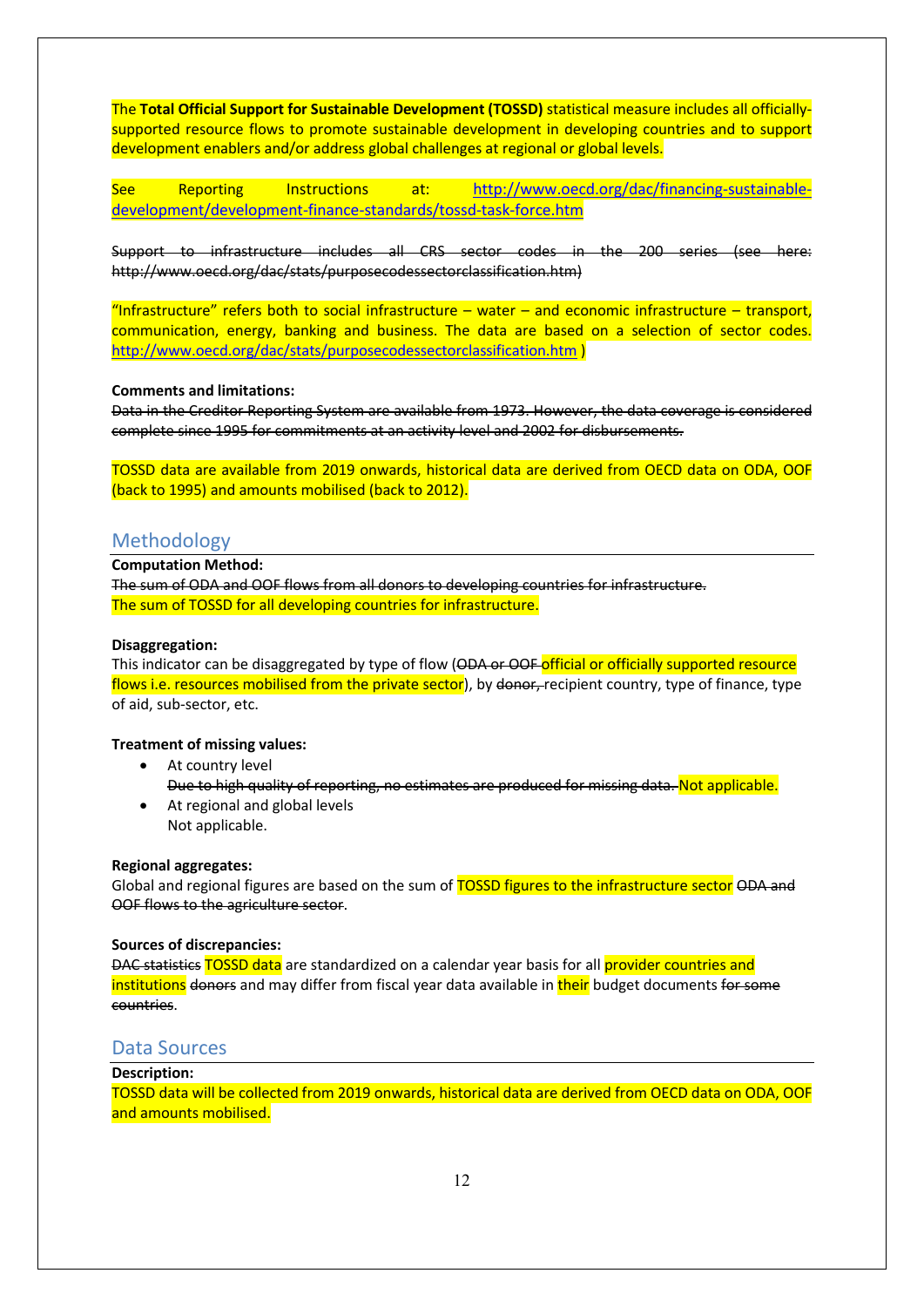The **Total Official Support for Sustainable Development (TOSSD)** statistical measure includes all officially-supported resource flows to promote sustainable development in developing countries and to support development enablers and/or address global challenges at regional or global levels.

See Reporting Instructions at: http://www.oecd.org/dac/financing-sustainable-development/development-finance-standards/tossd-task-force.htm

~~Support to infrastructure includes all CRS sector codes in the 200 series (see here: http://www.oecd.org/dac/stats/purposecodessectorclassification.htm)~~

"Infrastructure" refers both to social infrastructure – water – and economic infrastructure – transport, communication, energy, banking and business. The data are based on a selection of sector codes. http://www.oecd.org/dac/stats/purposecodessectorclassification.htm )

**Comments and limitations:**

~~Data in the Creditor Reporting System are available from 1973. However, the data coverage is considered complete since 1995 for commitments at an activity level and 2002 for disbursements.~~

TOSSD data are available from 2019 onwards, historical data are derived from OECD data on ODA, OOF (back to 1995) and amounts mobilised (back to 2012).

## Methodology

**Computation Method:**

~~The sum of ODA and OOF flows from all donors to developing countries for infrastructure.~~
The sum of TOSSD for all developing countries for infrastructure.

**Disaggregation:**

This indicator can be disaggregated by type of flow (~~ODA or OOF~~ official or officially supported resource flows i.e. resources mobilised from the private sector), by ~~donor,~~ recipient country, type of finance, type of aid, sub-sector, etc.

**Treatment of missing values:**

- At country level
  ~~Due to high quality of reporting, no estimates are produced for missing data.~~ Not applicable.
- At regional and global levels
  Not applicable.

**Regional aggregates:**

Global and regional figures are based on the sum of TOSSD figures to the infrastructure sector ~~ODA and OOF flows to the agriculture sector~~.

**Sources of discrepancies:**

~~DAC statistics~~ TOSSD data are standardized on a calendar year basis for all provider countries and institutions ~~donors~~ and may differ from fiscal year data available in their budget documents ~~for some countries~~.

## Data Sources

**Description:**

TOSSD data will be collected from 2019 onwards, historical data are derived from OECD data on ODA, OOF and amounts mobilised.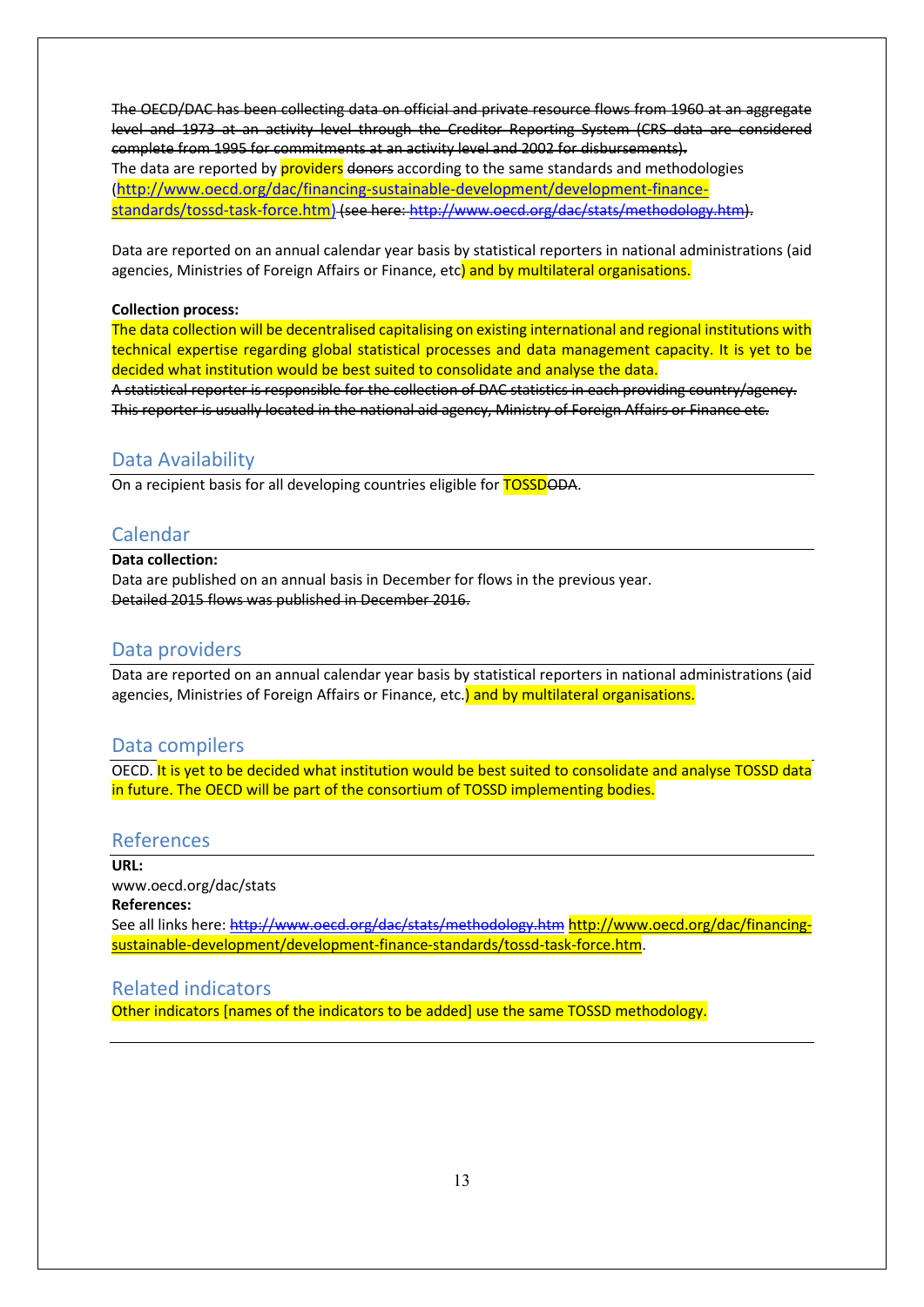~~The OECD/DAC has been collecting data on official and private resource flows from 1960 at an aggregate level and 1973 at an activity level through the Creditor Reporting System (CRS data are considered complete from 1995 for commitments at an activity level and 2002 for disbursements).~~
The data are reported by providers ~~donors~~ according to the same standards and methodologies (http://www.oecd.org/dac/financing-sustainable-development/development-finance-standards/tossd-task-force.htm) ~~(see here: http://www.oecd.org/dac/stats/methodology.htm)~~.

Data are reported on an annual calendar year basis by statistical reporters in national administrations (aid agencies, Ministries of Foreign Affairs or Finance, etc) and by multilateral organisations.

**Collection process:**
The data collection will be decentralised capitalising on existing international and regional institutions with technical expertise regarding global statistical processes and data management capacity. It is yet to be decided what institution would be best suited to consolidate and analyse the data.
~~A statistical reporter is responsible for the collection of DAC statistics in each providing country/agency. This reporter is usually located in the national aid agency, Ministry of Foreign Affairs or Finance etc.~~

## Data Availability

On a recipient basis for all developing countries eligible for TOSSD~~ODA~~.

## Calendar

**Data collection:**
Data are published on an annual basis in December for flows in the previous year.
~~Detailed 2015 flows was published in December 2016.~~

## Data providers

Data are reported on an annual calendar year basis by statistical reporters in national administrations (aid agencies, Ministries of Foreign Affairs or Finance, etc.) and by multilateral organisations.

## Data compilers

OECD. It is yet to be decided what institution would be best suited to consolidate and analyse TOSSD data in future. The OECD will be part of the consortium of TOSSD implementing bodies.

## References

**URL:**
www.oecd.org/dac/stats
**References:**
See all links here: ~~http://www.oecd.org/dac/stats/methodology.htm~~ http://www.oecd.org/dac/financing-sustainable-development/development-finance-standards/tossd-task-force.htm.

## Related indicators

Other indicators [names of the indicators to be added] use the same TOSSD methodology.